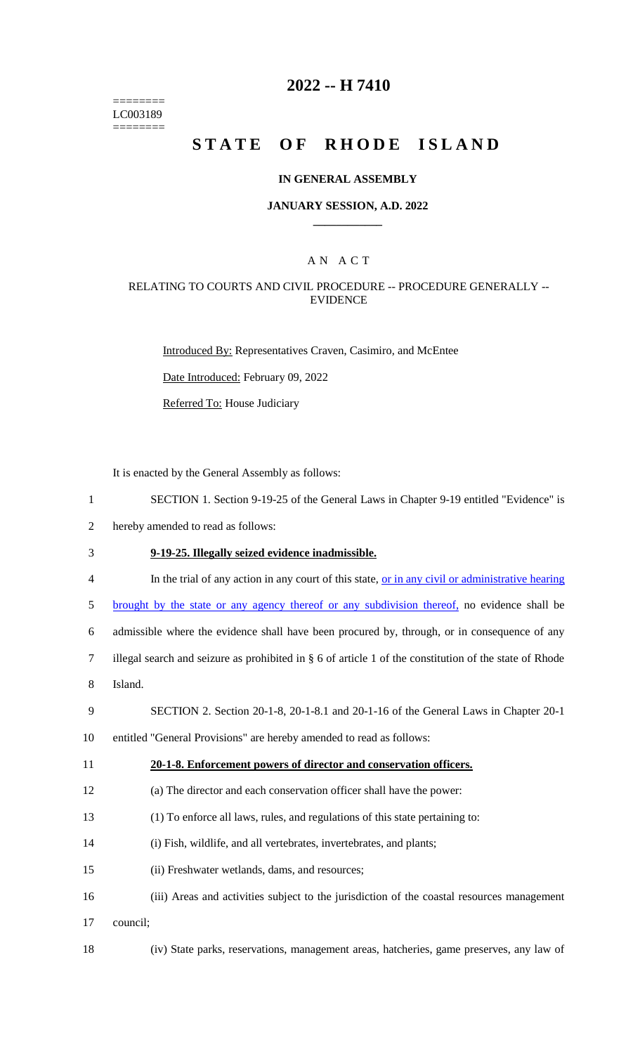========
LC003189
========

# 2022 -- H 7410

# STATE OF RHODE ISLAND

## IN GENERAL ASSEMBLY

## JANUARY SESSION, A.D. 2022

## AN ACT

### RELATING TO COURTS AND CIVIL PROCEDURE -- PROCEDURE GENERALLY -- EVIDENCE

Introduced By: Representatives Craven, Casimiro, and McEntee

Date Introduced: February 09, 2022

Referred To: House Judiciary

It is enacted by the General Assembly as follows:

1 SECTION 1. Section 9-19-25 of the General Laws in Chapter 9-19 entitled "Evidence" is
2 hereby amended to read as follows:

3 **9-19-25. Illegally seized evidence inadmissible.**

4 In the trial of any action in any court of this state, or in any civil or administrative hearing
5 brought by the state or any agency thereof or any subdivision thereof, no evidence shall be
6 admissible where the evidence shall have been procured by, through, or in consequence of any
7 illegal search and seizure as prohibited in § 6 of article 1 of the constitution of the state of Rhode
8 Island.

9 SECTION 2. Section 20-1-8, 20-1-8.1 and 20-1-16 of the General Laws in Chapter 20-1
10 entitled "General Provisions" are hereby amended to read as follows:

11 **20-1-8. Enforcement powers of director and conservation officers.**

12 (a) The director and each conservation officer shall have the power:

13 (1) To enforce all laws, rules, and regulations of this state pertaining to:

14 (i) Fish, wildlife, and all vertebrates, invertebrates, and plants;

15 (ii) Freshwater wetlands, dams, and resources;

16 (iii) Areas and activities subject to the jurisdiction of the coastal resources management
17 council;

18 (iv) State parks, reservations, management areas, hatcheries, game preserves, any law of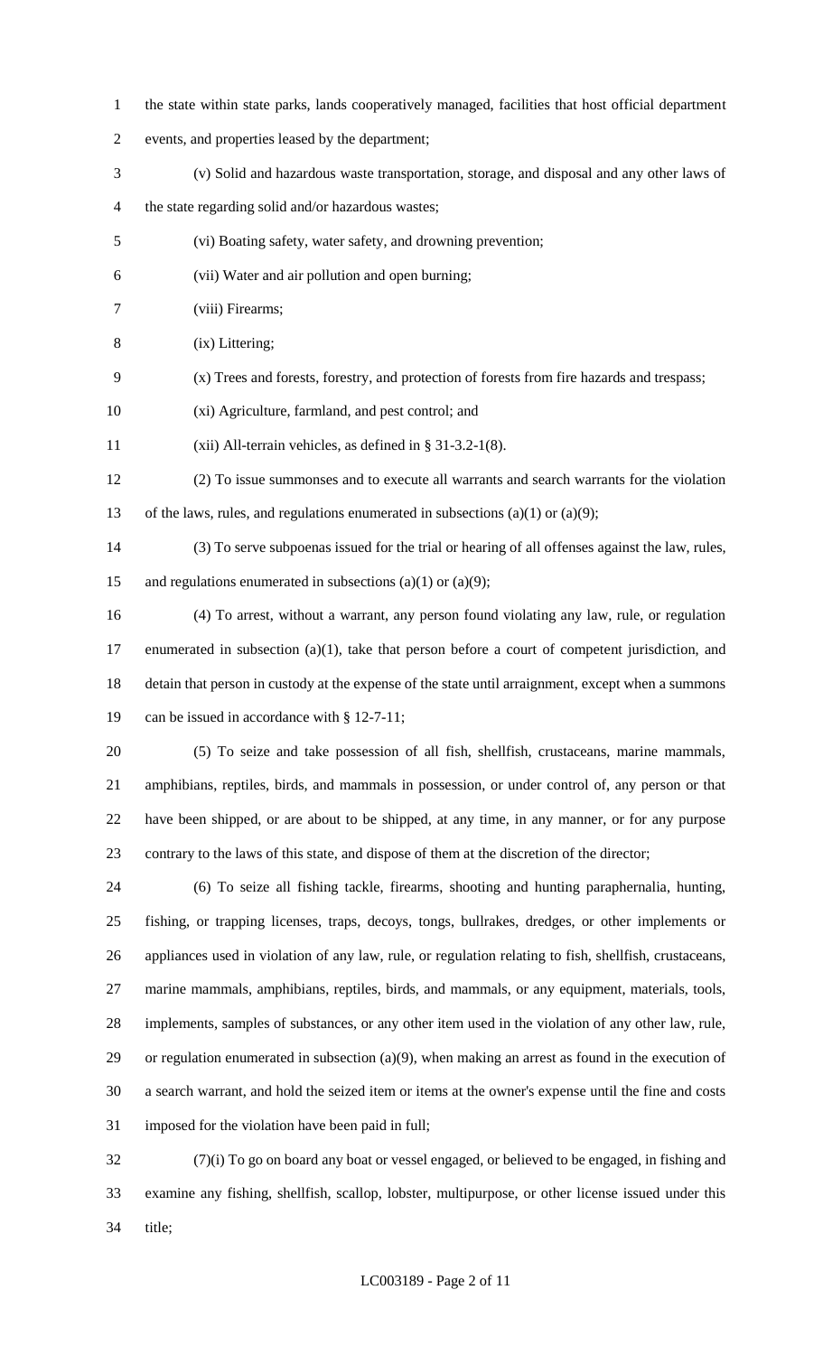the state within state parks, lands cooperatively managed, facilities that host official department events, and properties leased by the department;

(v) Solid and hazardous waste transportation, storage, and disposal and any other laws of the state regarding solid and/or hazardous wastes;

(vi) Boating safety, water safety, and drowning prevention;

(vii) Water and air pollution and open burning;

(viii) Firearms;

(ix) Littering;

(x) Trees and forests, forestry, and protection of forests from fire hazards and trespass;

(xi) Agriculture, farmland, and pest control; and

(xii) All-terrain vehicles, as defined in § 31-3.2-1(8).

(2) To issue summonses and to execute all warrants and search warrants for the violation of the laws, rules, and regulations enumerated in subsections (a)(1) or (a)(9);

(3) To serve subpoenas issued for the trial or hearing of all offenses against the law, rules, and regulations enumerated in subsections (a)(1) or (a)(9);

(4) To arrest, without a warrant, any person found violating any law, rule, or regulation enumerated in subsection (a)(1), take that person before a court of competent jurisdiction, and detain that person in custody at the expense of the state until arraignment, except when a summons can be issued in accordance with § 12-7-11;

(5) To seize and take possession of all fish, shellfish, crustaceans, marine mammals, amphibians, reptiles, birds, and mammals in possession, or under control of, any person or that have been shipped, or are about to be shipped, at any time, in any manner, or for any purpose contrary to the laws of this state, and dispose of them at the discretion of the director;

(6) To seize all fishing tackle, firearms, shooting and hunting paraphernalia, hunting, fishing, or trapping licenses, traps, decoys, tongs, bullrakes, dredges, or other implements or appliances used in violation of any law, rule, or regulation relating to fish, shellfish, crustaceans, marine mammals, amphibians, reptiles, birds, and mammals, or any equipment, materials, tools, implements, samples of substances, or any other item used in the violation of any other law, rule, or regulation enumerated in subsection (a)(9), when making an arrest as found in the execution of a search warrant, and hold the seized item or items at the owner's expense until the fine and costs imposed for the violation have been paid in full;

(7)(i) To go on board any boat or vessel engaged, or believed to be engaged, in fishing and examine any fishing, shellfish, scallop, lobster, multipurpose, or other license issued under this title;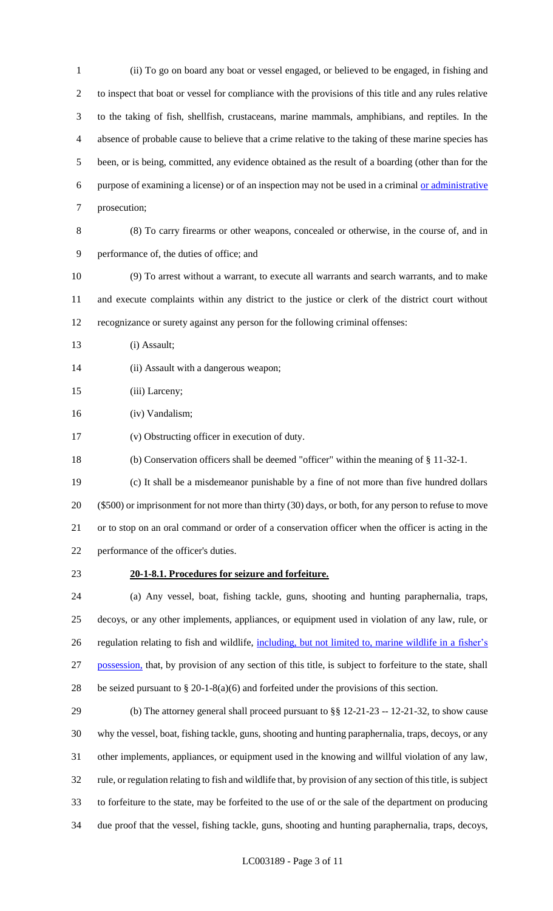(ii) To go on board any boat or vessel engaged, or believed to be engaged, in fishing and to inspect that boat or vessel for compliance with the provisions of this title and any rules relative to the taking of fish, shellfish, crustaceans, marine mammals, amphibians, and reptiles. In the absence of probable cause to believe that a crime relative to the taking of these marine species has been, or is being, committed, any evidence obtained as the result of a boarding (other than for the purpose of examining a license) or of an inspection may not be used in a criminal or administrative prosecution;

(8) To carry firearms or other weapons, concealed or otherwise, in the course of, and in performance of, the duties of office; and

(9) To arrest without a warrant, to execute all warrants and search warrants, and to make and execute complaints within any district to the justice or clerk of the district court without recognizance or surety against any person for the following criminal offenses:

(i) Assault;

(ii) Assault with a dangerous weapon;

(iii) Larceny;

(iv) Vandalism;

(v) Obstructing officer in execution of duty.

(b) Conservation officers shall be deemed "officer" within the meaning of § 11-32-1.

(c) It shall be a misdemeanor punishable by a fine of not more than five hundred dollars ($500) or imprisonment for not more than thirty (30) days, or both, for any person to refuse to move or to stop on an oral command or order of a conservation officer when the officer is acting in the performance of the officer's duties.

**20-1-8.1. Procedures for seizure and forfeiture.**

(a) Any vessel, boat, fishing tackle, guns, shooting and hunting paraphernalia, traps, decoys, or any other implements, appliances, or equipment used in violation of any law, rule, or regulation relating to fish and wildlife, including, but not limited to, marine wildlife in a fisher's possession, that, by provision of any section of this title, is subject to forfeiture to the state, shall be seized pursuant to § 20-1-8(a)(6) and forfeited under the provisions of this section.

(b) The attorney general shall proceed pursuant to §§ 12-21-23 -- 12-21-32, to show cause why the vessel, boat, fishing tackle, guns, shooting and hunting paraphernalia, traps, decoys, or any other implements, appliances, or equipment used in the knowing and willful violation of any law, rule, or regulation relating to fish and wildlife that, by provision of any section of this title, is subject to forfeiture to the state, may be forfeited to the use of or the sale of the department on producing due proof that the vessel, fishing tackle, guns, shooting and hunting paraphernalia, traps, decoys,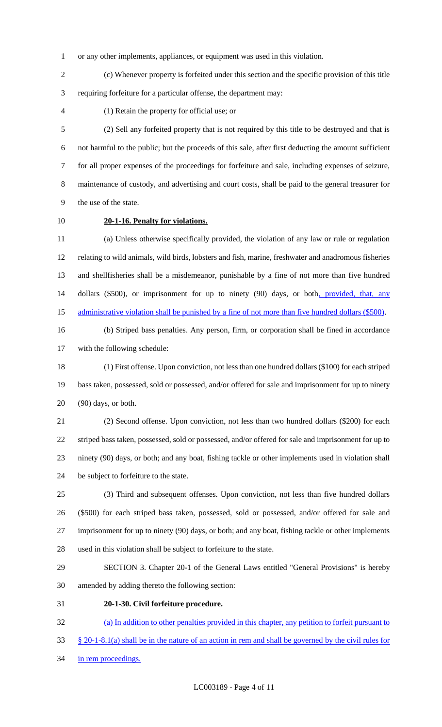or any other implements, appliances, or equipment was used in this violation.

(c) Whenever property is forfeited under this section and the specific provision of this title requiring forfeiture for a particular offense, the department may:

(1) Retain the property for official use; or

(2) Sell any forfeited property that is not required by this title to be destroyed and that is not harmful to the public; but the proceeds of this sale, after first deducting the amount sufficient for all proper expenses of the proceedings for forfeiture and sale, including expenses of seizure, maintenance of custody, and advertising and court costs, shall be paid to the general treasurer for the use of the state.

**20-1-16. Penalty for violations.**

(a) Unless otherwise specifically provided, the violation of any law or rule or regulation relating to wild animals, wild birds, lobsters and fish, marine, freshwater and anadromous fisheries and shellfisheries shall be a misdemeanor, punishable by a fine of not more than five hundred dollars ($500), or imprisonment for up to ninety (90) days, or both, provided, that, any administrative violation shall be punished by a fine of not more than five hundred dollars ($500).

(b) Striped bass penalties. Any person, firm, or corporation shall be fined in accordance with the following schedule:

(1) First offense. Upon conviction, not less than one hundred dollars ($100) for each striped bass taken, possessed, sold or possessed, and/or offered for sale and imprisonment for up to ninety (90) days, or both.

(2) Second offense. Upon conviction, not less than two hundred dollars ($200) for each striped bass taken, possessed, sold or possessed, and/or offered for sale and imprisonment for up to ninety (90) days, or both; and any boat, fishing tackle or other implements used in violation shall be subject to forfeiture to the state.

(3) Third and subsequent offenses. Upon conviction, not less than five hundred dollars ($500) for each striped bass taken, possessed, sold or possessed, and/or offered for sale and imprisonment for up to ninety (90) days, or both; and any boat, fishing tackle or other implements used in this violation shall be subject to forfeiture to the state.

SECTION 3. Chapter 20-1 of the General Laws entitled "General Provisions" is hereby amended by adding thereto the following section:

**20-1-30. Civil forfeiture procedure.**

(a) In addition to other penalties provided in this chapter, any petition to forfeit pursuant to § 20-1-8.1(a) shall be in the nature of an action in rem and shall be governed by the civil rules for in rem proceedings.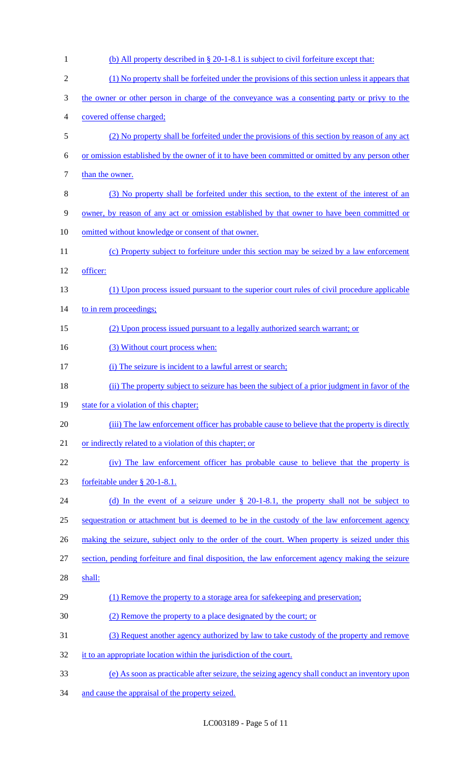(b) All property described in § 20-1-8.1 is subject to civil forfeiture except that:

(1) No property shall be forfeited under the provisions of this section unless it appears that the owner or other person in charge of the conveyance was a consenting party or privy to the covered offense charged;

(2) No property shall be forfeited under the provisions of this section by reason of any act or omission established by the owner of it to have been committed or omitted by any person other than the owner.

(3) No property shall be forfeited under this section, to the extent of the interest of an owner, by reason of any act or omission established by that owner to have been committed or omitted without knowledge or consent of that owner.

(c) Property subject to forfeiture under this section may be seized by a law enforcement officer:

(1) Upon process issued pursuant to the superior court rules of civil procedure applicable to in rem proceedings;

(2) Upon process issued pursuant to a legally authorized search warrant; or

(3) Without court process when:

(i) The seizure is incident to a lawful arrest or search;

(ii) The property subject to seizure has been the subject of a prior judgment in favor of the state for a violation of this chapter;

(iii) The law enforcement officer has probable cause to believe that the property is directly or indirectly related to a violation of this chapter; or

(iv) The law enforcement officer has probable cause to believe that the property is forfeitable under § 20-1-8.1.

(d) In the event of a seizure under § 20-1-8.1, the property shall not be subject to sequestration or attachment but is deemed to be in the custody of the law enforcement agency making the seizure, subject only to the order of the court. When property is seized under this section, pending forfeiture and final disposition, the law enforcement agency making the seizure shall:

(1) Remove the property to a storage area for safekeeping and preservation;

(2) Remove the property to a place designated by the court; or

(3) Request another agency authorized by law to take custody of the property and remove it to an appropriate location within the jurisdiction of the court.

(e) As soon as practicable after seizure, the seizing agency shall conduct an inventory upon and cause the appraisal of the property seized.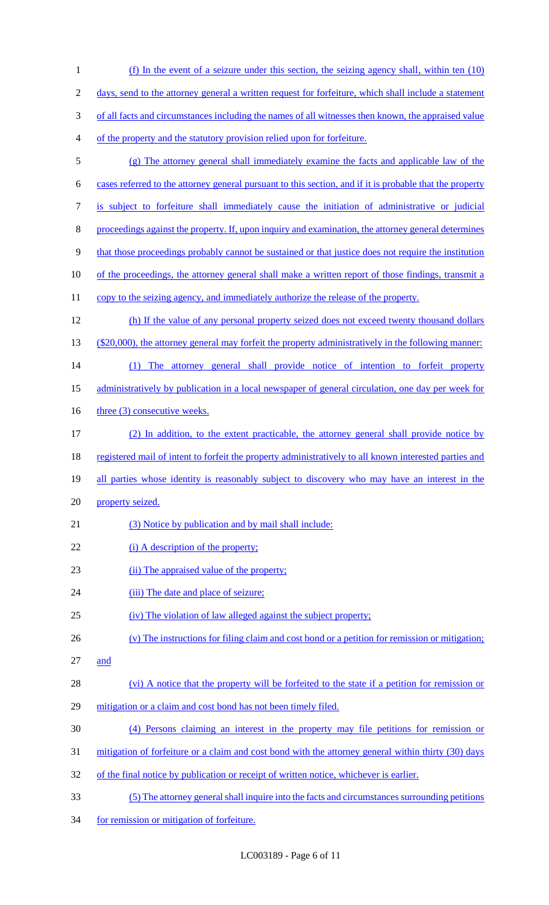(f) In the event of a seizure under this section, the seizing agency shall, within ten (10) days, send to the attorney general a written request for forfeiture, which shall include a statement of all facts and circumstances including the names of all witnesses then known, the appraised value of the property and the statutory provision relied upon for forfeiture.

(g) The attorney general shall immediately examine the facts and applicable law of the cases referred to the attorney general pursuant to this section, and if it is probable that the property is subject to forfeiture shall immediately cause the initiation of administrative or judicial proceedings against the property. If, upon inquiry and examination, the attorney general determines that those proceedings probably cannot be sustained or that justice does not require the institution of the proceedings, the attorney general shall make a written report of those findings, transmit a copy to the seizing agency, and immediately authorize the release of the property.

(h) If the value of any personal property seized does not exceed twenty thousand dollars ($20,000), the attorney general may forfeit the property administratively in the following manner:

(1) The attorney general shall provide notice of intention to forfeit property administratively by publication in a local newspaper of general circulation, one day per week for three (3) consecutive weeks.

(2) In addition, to the extent practicable, the attorney general shall provide notice by registered mail of intent to forfeit the property administratively to all known interested parties and all parties whose identity is reasonably subject to discovery who may have an interest in the property seized.

(3) Notice by publication and by mail shall include:

(i) A description of the property;

(ii) The appraised value of the property;

(iii) The date and place of seizure;

(iv) The violation of law alleged against the subject property;

(v) The instructions for filing claim and cost bond or a petition for remission or mitigation; and

(vi) A notice that the property will be forfeited to the state if a petition for remission or mitigation or a claim and cost bond has not been timely filed.

(4) Persons claiming an interest in the property may file petitions for remission or mitigation of forfeiture or a claim and cost bond with the attorney general within thirty (30) days of the final notice by publication or receipt of written notice, whichever is earlier.

(5) The attorney general shall inquire into the facts and circumstances surrounding petitions for remission or mitigation of forfeiture.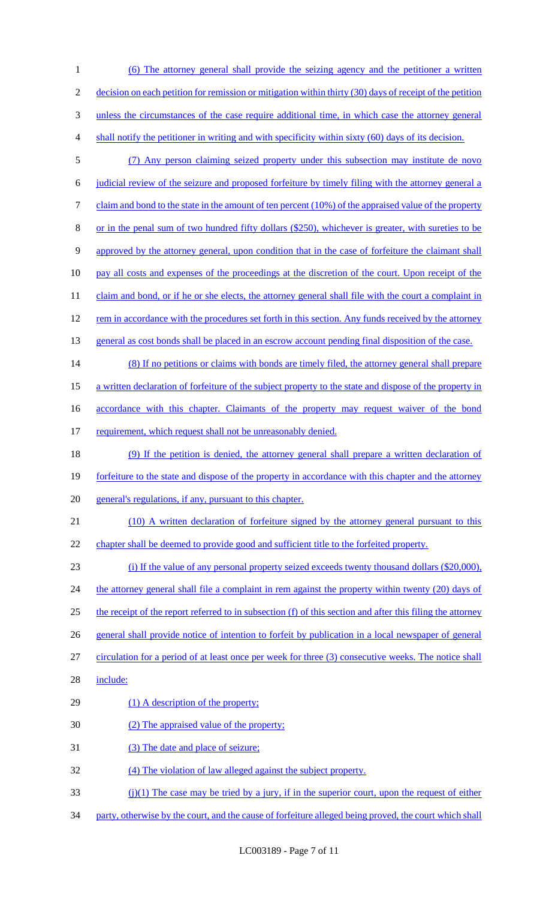(6) The attorney general shall provide the seizing agency and the petitioner a written decision on each petition for remission or mitigation within thirty (30) days of receipt of the petition unless the circumstances of the case require additional time, in which case the attorney general shall notify the petitioner in writing and with specificity within sixty (60) days of its decision.

(7) Any person claiming seized property under this subsection may institute de novo judicial review of the seizure and proposed forfeiture by timely filing with the attorney general a claim and bond to the state in the amount of ten percent (10%) of the appraised value of the property or in the penal sum of two hundred fifty dollars ($250), whichever is greater, with sureties to be approved by the attorney general, upon condition that in the case of forfeiture the claimant shall pay all costs and expenses of the proceedings at the discretion of the court. Upon receipt of the claim and bond, or if he or she elects, the attorney general shall file with the court a complaint in rem in accordance with the procedures set forth in this section. Any funds received by the attorney general as cost bonds shall be placed in an escrow account pending final disposition of the case.

(8) If no petitions or claims with bonds are timely filed, the attorney general shall prepare a written declaration of forfeiture of the subject property to the state and dispose of the property in accordance with this chapter. Claimants of the property may request waiver of the bond requirement, which request shall not be unreasonably denied.

(9) If the petition is denied, the attorney general shall prepare a written declaration of forfeiture to the state and dispose of the property in accordance with this chapter and the attorney general's regulations, if any, pursuant to this chapter.

(10) A written declaration of forfeiture signed by the attorney general pursuant to this chapter shall be deemed to provide good and sufficient title to the forfeited property.

(i) If the value of any personal property seized exceeds twenty thousand dollars ($20,000), the attorney general shall file a complaint in rem against the property within twenty (20) days of the receipt of the report referred to in subsection (f) of this section and after this filing the attorney general shall provide notice of intention to forfeit by publication in a local newspaper of general circulation for a period of at least once per week for three (3) consecutive weeks. The notice shall include:

(1) A description of the property;

(2) The appraised value of the property;

(3) The date and place of seizure;

(4) The violation of law alleged against the subject property.

(j)(1) The case may be tried by a jury, if in the superior court, upon the request of either party, otherwise by the court, and the cause of forfeiture alleged being proved, the court which shall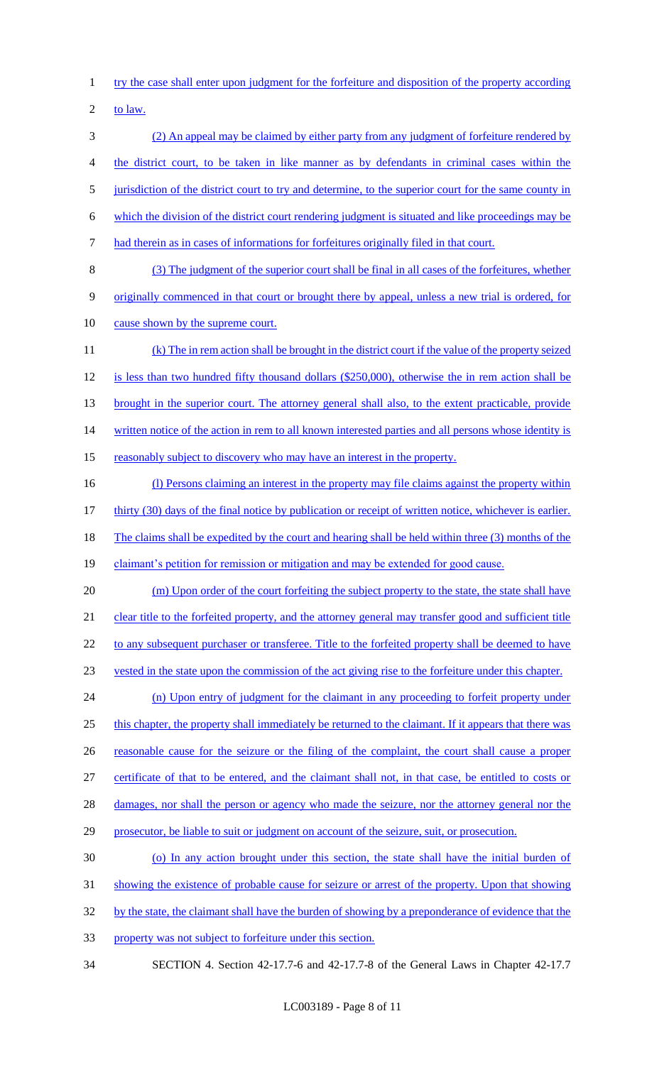try the case shall enter upon judgment for the forfeiture and disposition of the property according to law.

(2) An appeal may be claimed by either party from any judgment of forfeiture rendered by the district court, to be taken in like manner as by defendants in criminal cases within the jurisdiction of the district court to try and determine, to the superior court for the same county in which the division of the district court rendering judgment is situated and like proceedings may be had therein as in cases of informations for forfeitures originally filed in that court.

(3) The judgment of the superior court shall be final in all cases of the forfeitures, whether originally commenced in that court or brought there by appeal, unless a new trial is ordered, for cause shown by the supreme court.

(k) The in rem action shall be brought in the district court if the value of the property seized is less than two hundred fifty thousand dollars ($250,000), otherwise the in rem action shall be brought in the superior court. The attorney general shall also, to the extent practicable, provide written notice of the action in rem to all known interested parties and all persons whose identity is reasonably subject to discovery who may have an interest in the property.

(l) Persons claiming an interest in the property may file claims against the property within thirty (30) days of the final notice by publication or receipt of written notice, whichever is earlier. The claims shall be expedited by the court and hearing shall be held within three (3) months of the claimant's petition for remission or mitigation and may be extended for good cause.

(m) Upon order of the court forfeiting the subject property to the state, the state shall have clear title to the forfeited property, and the attorney general may transfer good and sufficient title to any subsequent purchaser or transferee. Title to the forfeited property shall be deemed to have vested in the state upon the commission of the act giving rise to the forfeiture under this chapter.

(n) Upon entry of judgment for the claimant in any proceeding to forfeit property under this chapter, the property shall immediately be returned to the claimant. If it appears that there was reasonable cause for the seizure or the filing of the complaint, the court shall cause a proper certificate of that to be entered, and the claimant shall not, in that case, be entitled to costs or damages, nor shall the person or agency who made the seizure, nor the attorney general nor the prosecutor, be liable to suit or judgment on account of the seizure, suit, or prosecution.

(o) In any action brought under this section, the state shall have the initial burden of showing the existence of probable cause for seizure or arrest of the property. Upon that showing by the state, the claimant shall have the burden of showing by a preponderance of evidence that the property was not subject to forfeiture under this section.

SECTION 4. Section 42-17.7-6 and 42-17.7-8 of the General Laws in Chapter 42-17.7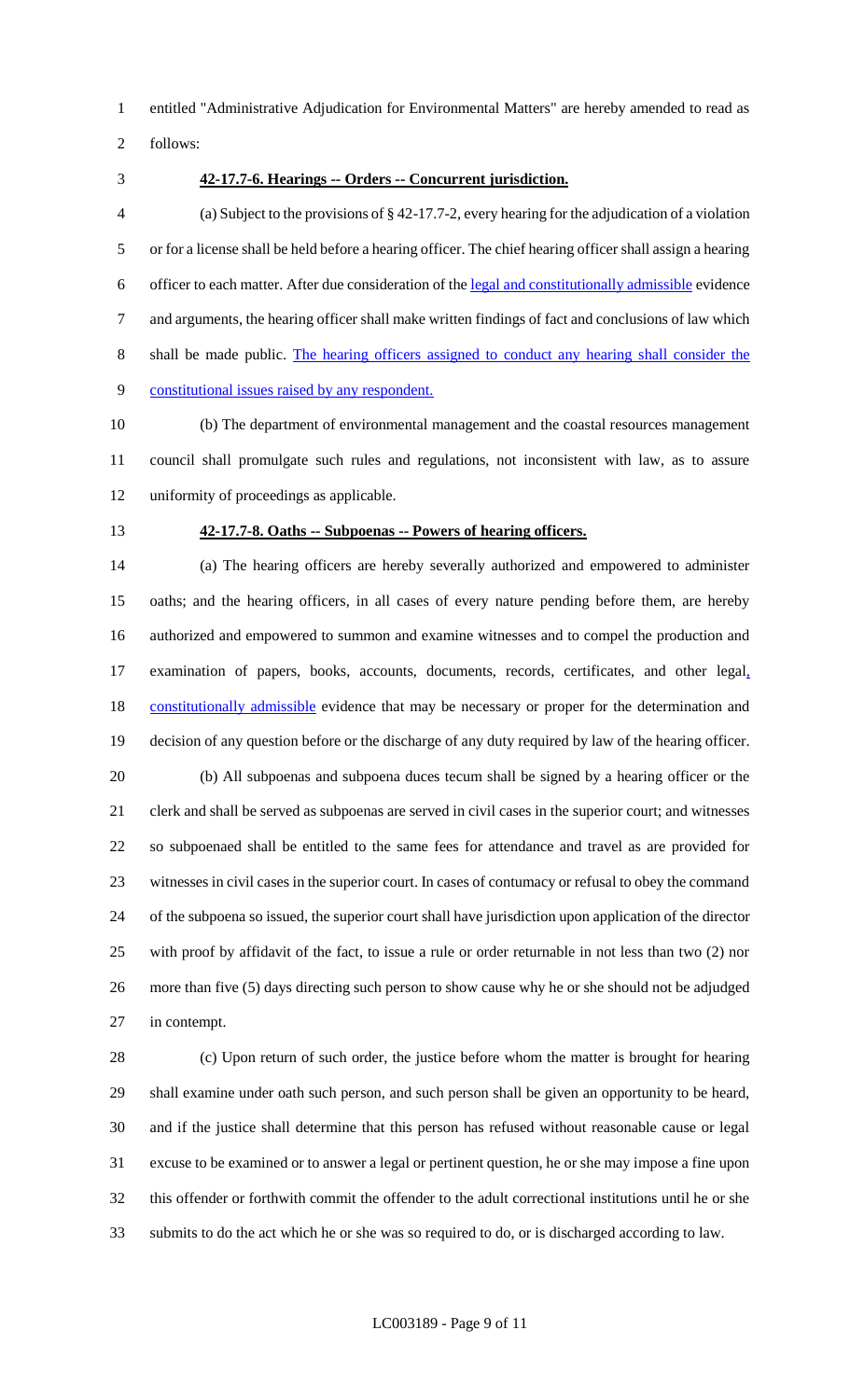entitled "Administrative Adjudication for Environmental Matters" are hereby amended to read as follows:

**42-17.7-6. Hearings -- Orders -- Concurrent jurisdiction.**

(a) Subject to the provisions of § 42-17.7-2, every hearing for the adjudication of a violation or for a license shall be held before a hearing officer. The chief hearing officer shall assign a hearing officer to each matter. After due consideration of the legal and constitutionally admissible evidence and arguments, the hearing officer shall make written findings of fact and conclusions of law which shall be made public. The hearing officers assigned to conduct any hearing shall consider the constitutional issues raised by any respondent.

(b) The department of environmental management and the coastal resources management council shall promulgate such rules and regulations, not inconsistent with law, as to assure uniformity of proceedings as applicable.

**42-17.7-8. Oaths -- Subpoenas -- Powers of hearing officers.**

(a) The hearing officers are hereby severally authorized and empowered to administer oaths; and the hearing officers, in all cases of every nature pending before them, are hereby authorized and empowered to summon and examine witnesses and to compel the production and examination of papers, books, accounts, documents, records, certificates, and other legal, constitutionally admissible evidence that may be necessary or proper for the determination and decision of any question before or the discharge of any duty required by law of the hearing officer.

(b) All subpoenas and subpoena duces tecum shall be signed by a hearing officer or the clerk and shall be served as subpoenas are served in civil cases in the superior court; and witnesses so subpoenaed shall be entitled to the same fees for attendance and travel as are provided for witnesses in civil cases in the superior court. In cases of contumacy or refusal to obey the command of the subpoena so issued, the superior court shall have jurisdiction upon application of the director with proof by affidavit of the fact, to issue a rule or order returnable in not less than two (2) nor more than five (5) days directing such person to show cause why he or she should not be adjudged in contempt.

(c) Upon return of such order, the justice before whom the matter is brought for hearing shall examine under oath such person, and such person shall be given an opportunity to be heard, and if the justice shall determine that this person has refused without reasonable cause or legal excuse to be examined or to answer a legal or pertinent question, he or she may impose a fine upon this offender or forthwith commit the offender to the adult correctional institutions until he or she submits to do the act which he or she was so required to do, or is discharged according to law.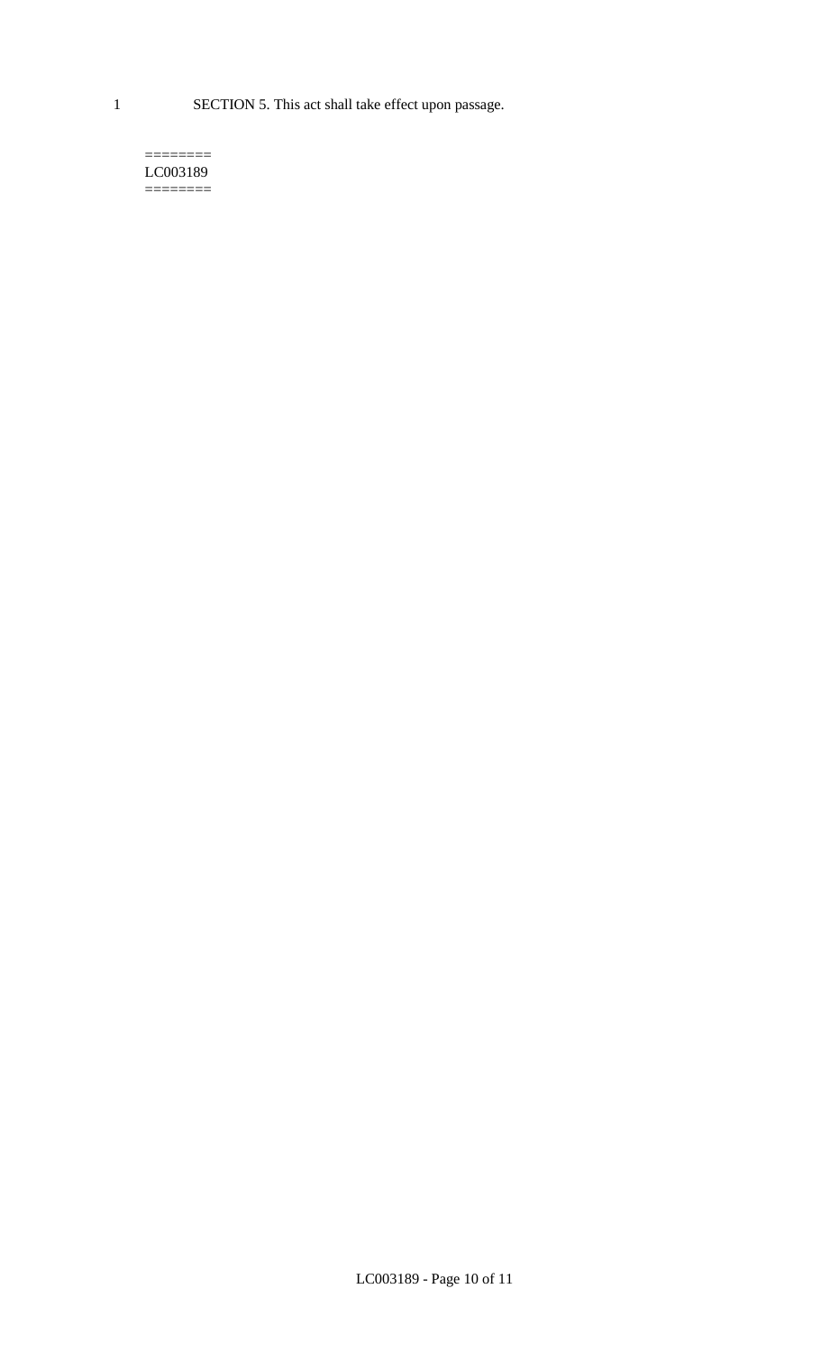SECTION 5. This act shall take effect upon passage.

========
LC003189
========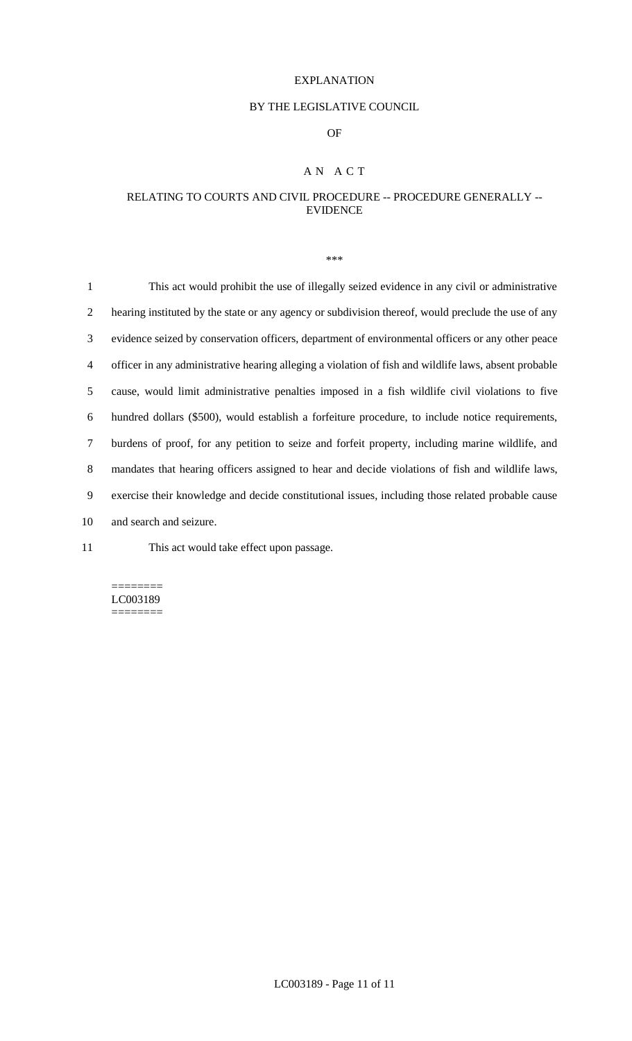EXPLANATION

BY THE LEGISLATIVE COUNCIL

OF

A N A C T

RELATING TO COURTS AND CIVIL PROCEDURE -- PROCEDURE GENERALLY -- EVIDENCE

***

This act would prohibit the use of illegally seized evidence in any civil or administrative hearing instituted by the state or any agency or subdivision thereof, would preclude the use of any evidence seized by conservation officers, department of environmental officers or any other peace officer in any administrative hearing alleging a violation of fish and wildlife laws, absent probable cause, would limit administrative penalties imposed in a fish wildlife civil violations to five hundred dollars ($500), would establish a forfeiture procedure, to include notice requirements, burdens of proof, for any petition to seize and forfeit property, including marine wildlife, and mandates that hearing officers assigned to hear and decide violations of fish and wildlife laws, exercise their knowledge and decide constitutional issues, including those related probable cause and search and seizure.

This act would take effect upon passage.

========
LC003189
========